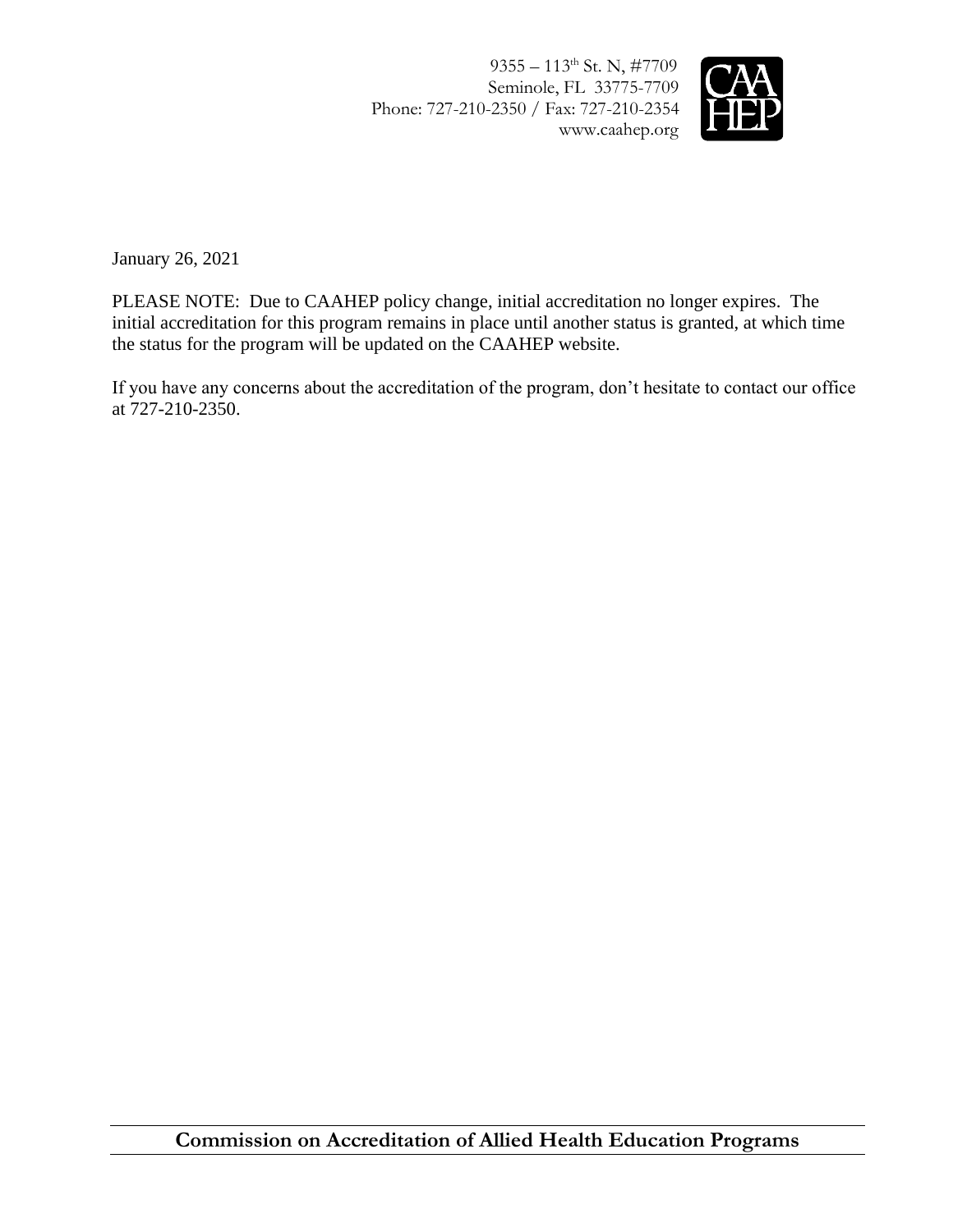9355 – 113th St. N, #7709
Seminole, FL 33775-7709
Phone: 727-210-2350 / Fax: 727-210-2354
www.caahep.org

January 26, 2021

PLEASE NOTE: Due to CAAHEP policy change, initial accreditation no longer expires. The initial accreditation for this program remains in place until another status is granted, at which time the status for the program will be updated on the CAAHEP website.

If you have any concerns about the accreditation of the program, don't hesitate to contact our office at 727-210-2350.

**Commission on Accreditation of Allied Health Education Programs**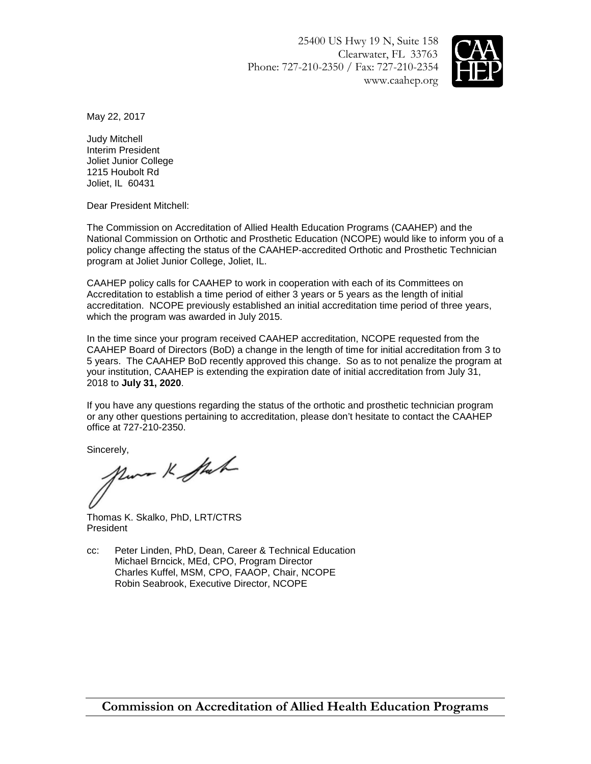25400 US Hwy 19 N, Suite 158
Clearwater, FL 33763
Phone: 727-210-2350 / Fax: 727-210-2354
www.caahep.org

May 22, 2017

Judy Mitchell
Interim President
Joliet Junior College
1215 Houbolt Rd
Joliet, IL 60431

Dear President Mitchell:

The Commission on Accreditation of Allied Health Education Programs (CAAHEP) and the National Commission on Orthotic and Prosthetic Education (NCOPE) would like to inform you of a policy change affecting the status of the CAAHEP-accredited Orthotic and Prosthetic Technician program at Joliet Junior College, Joliet, IL.

CAAHEP policy calls for CAAHEP to work in cooperation with each of its Committees on Accreditation to establish a time period of either 3 years or 5 years as the length of initial accreditation. NCOPE previously established an initial accreditation time period of three years, which the program was awarded in July 2015.

In the time since your program received CAAHEP accreditation, NCOPE requested from the CAAHEP Board of Directors (BoD) a change in the length of time for initial accreditation from 3 to 5 years. The CAAHEP BoD recently approved this change. So as to not penalize the program at your institution, CAAHEP is extending the expiration date of initial accreditation from July 31, 2018 to **July 31, 2020**.

If you have any questions regarding the status of the orthotic and prosthetic technician program or any other questions pertaining to accreditation, please don't hesitate to contact the CAAHEP office at 727-210-2350.

Sincerely,

Thomas K. Skalko, PhD, LRT/CTRS
President

cc: Peter Linden, PhD, Dean, Career & Technical Education
Michael Brncick, MEd, CPO, Program Director
Charles Kuffel, MSM, CPO, FAAOP, Chair, NCOPE
Robin Seabrook, Executive Director, NCOPE

**Commission on Accreditation of Allied Health Education Programs**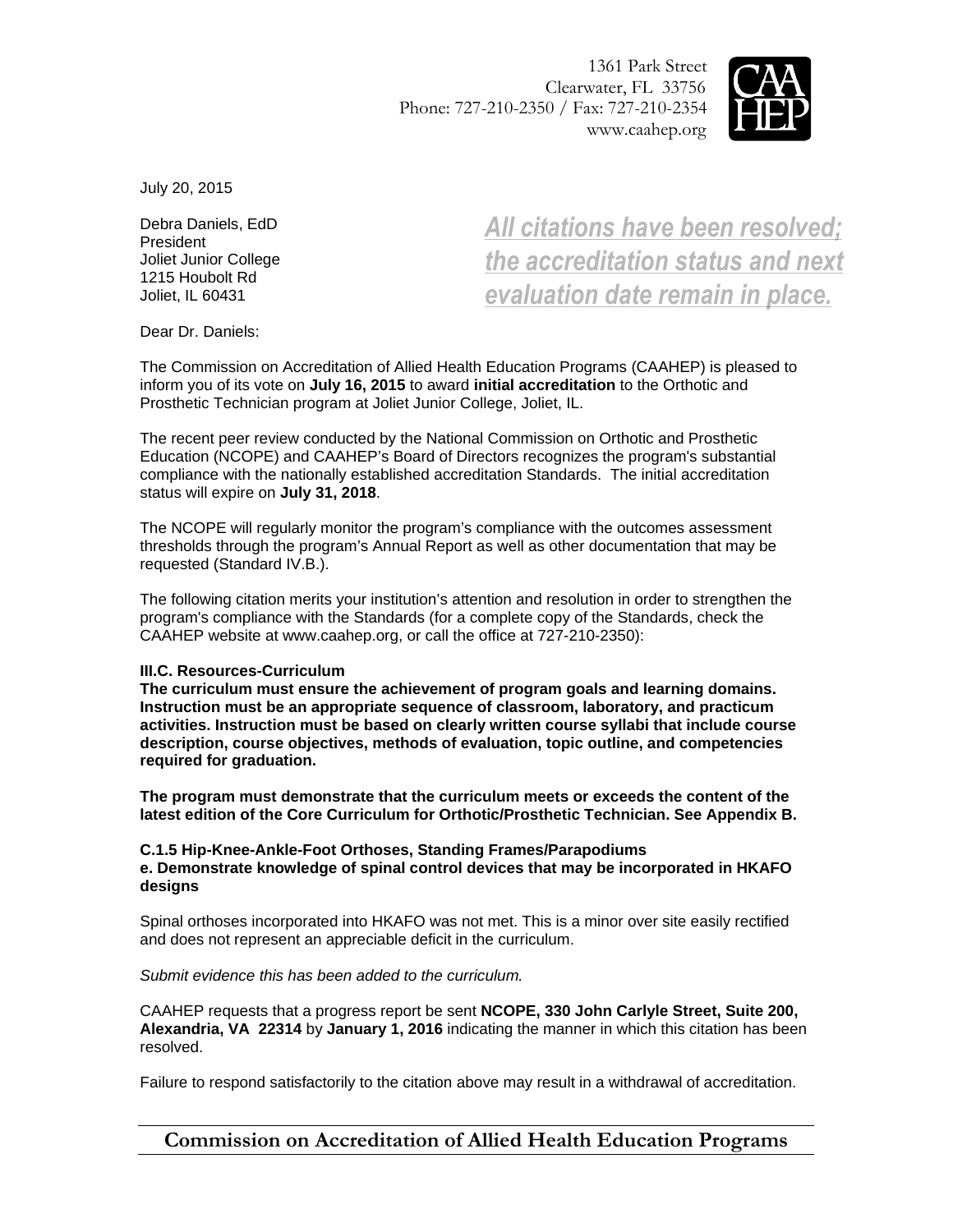1361 Park Street
Clearwater, FL 33756
Phone: 727-210-2350 / Fax: 727-210-2354
www.caahep.org

July 20, 2015

Debra Daniels, EdD
President
Joliet Junior College
1215 Houbolt Rd
Joliet, IL 60431

***All citations have been resolved; the accreditation status and next evaluation date remain in place.***

Dear Dr. Daniels:

The Commission on Accreditation of Allied Health Education Programs (CAAHEP) is pleased to inform you of its vote on **July 16, 2015** to award **initial accreditation** to the Orthotic and Prosthetic Technician program at Joliet Junior College, Joliet, IL.

The recent peer review conducted by the National Commission on Orthotic and Prosthetic Education (NCOPE) and CAAHEP's Board of Directors recognizes the program's substantial compliance with the nationally established accreditation Standards. The initial accreditation status will expire on **July 31, 2018**.

The NCOPE will regularly monitor the program's compliance with the outcomes assessment thresholds through the program's Annual Report as well as other documentation that may be requested (Standard IV.B.).

The following citation merits your institution's attention and resolution in order to strengthen the program's compliance with the Standards (for a complete copy of the Standards, check the CAAHEP website at www.caahep.org, or call the office at 727-210-2350):

**III.C. Resources-Curriculum**
**The curriculum must ensure the achievement of program goals and learning domains. Instruction must be an appropriate sequence of classroom, laboratory, and practicum activities. Instruction must be based on clearly written course syllabi that include course description, course objectives, methods of evaluation, topic outline, and competencies required for graduation.**

**The program must demonstrate that the curriculum meets or exceeds the content of the latest edition of the Core Curriculum for Orthotic/Prosthetic Technician. See Appendix B.**

**C.1.5 Hip-Knee-Ankle-Foot Orthoses, Standing Frames/Parapodiums**
**e. Demonstrate knowledge of spinal control devices that may be incorporated in HKAFO designs**

Spinal orthoses incorporated into HKAFO was not met. This is a minor over site easily rectified and does not represent an appreciable deficit in the curriculum.

*Submit evidence this has been added to the curriculum.*

CAAHEP requests that a progress report be sent **NCOPE, 330 John Carlyle Street, Suite 200, Alexandria, VA 22314** by **January 1, 2016** indicating the manner in which this citation has been resolved.

Failure to respond satisfactorily to the citation above may result in a withdrawal of accreditation.

**Commission on Accreditation of Allied Health Education Programs**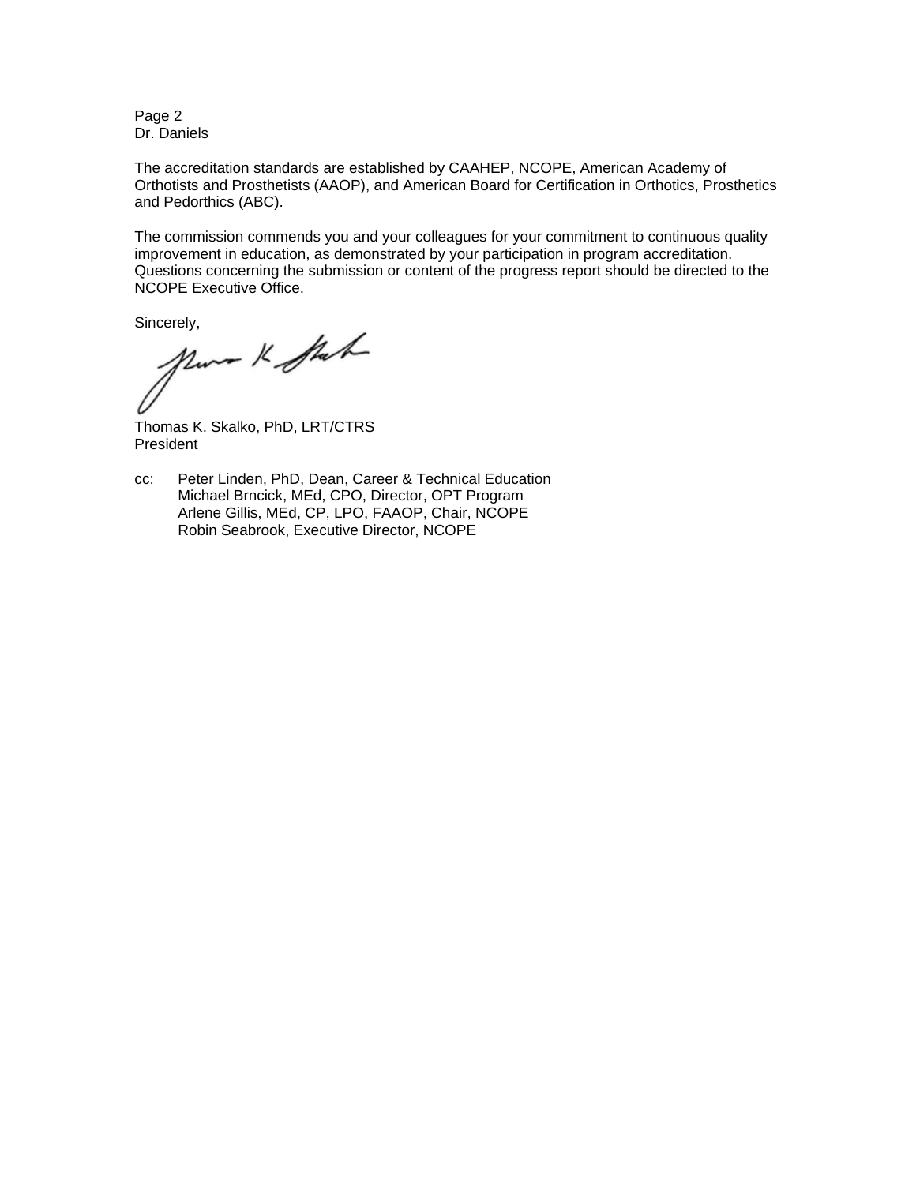The accreditation standards are established by CAAHEP, NCOPE, American Academy of Orthotists and Prosthetists (AAOP), and American Board for Certification in Orthotics, Prosthetics and Pedorthics (ABC).

The commission commends you and your colleagues for your commitment to continuous quality improvement in education, as demonstrated by your participation in program accreditation. Questions concerning the submission or content of the progress report should be directed to the NCOPE Executive Office.

Sincerely,

Thomas K. Skalko, PhD, LRT/CTRS
President

cc: Peter Linden, PhD, Dean, Career & Technical Education
Michael Brncick, MEd, CPO, Director, OPT Program
Arlene Gillis, MEd, CP, LPO, FAAOP, Chair, NCOPE
Robin Seabrook, Executive Director, NCOPE